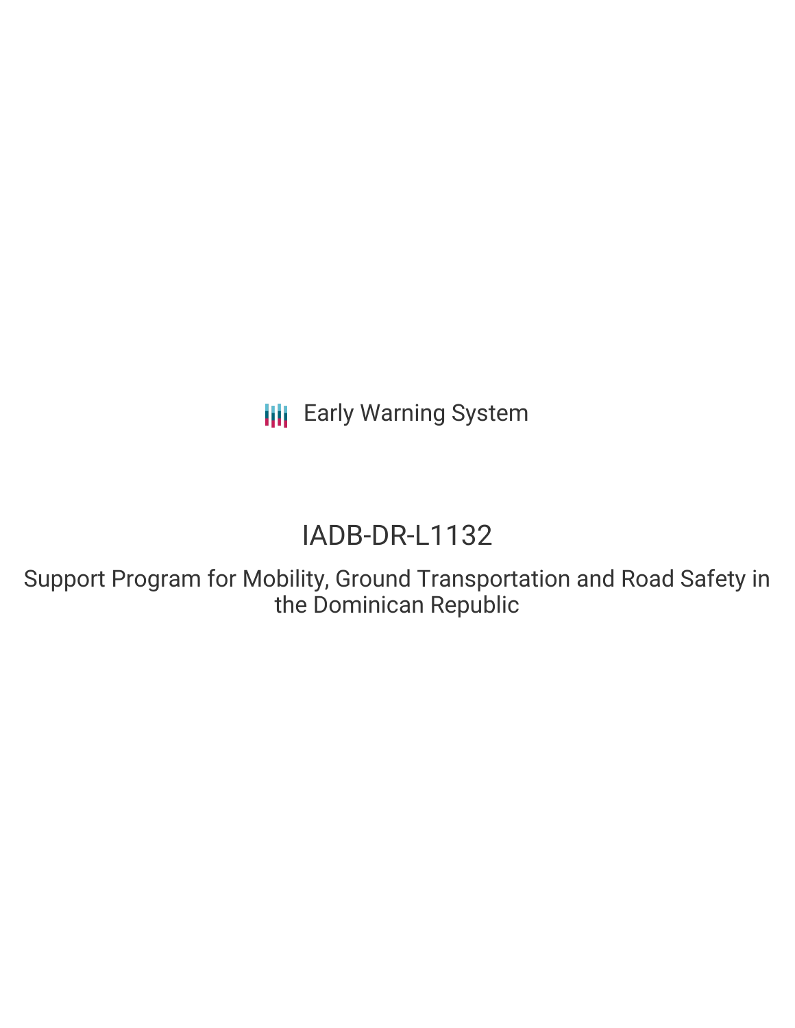Early Warning System

# IADB-DR-L1132

## Support Program for Mobility, Ground Transportation and Road Safety in the Dominican Republic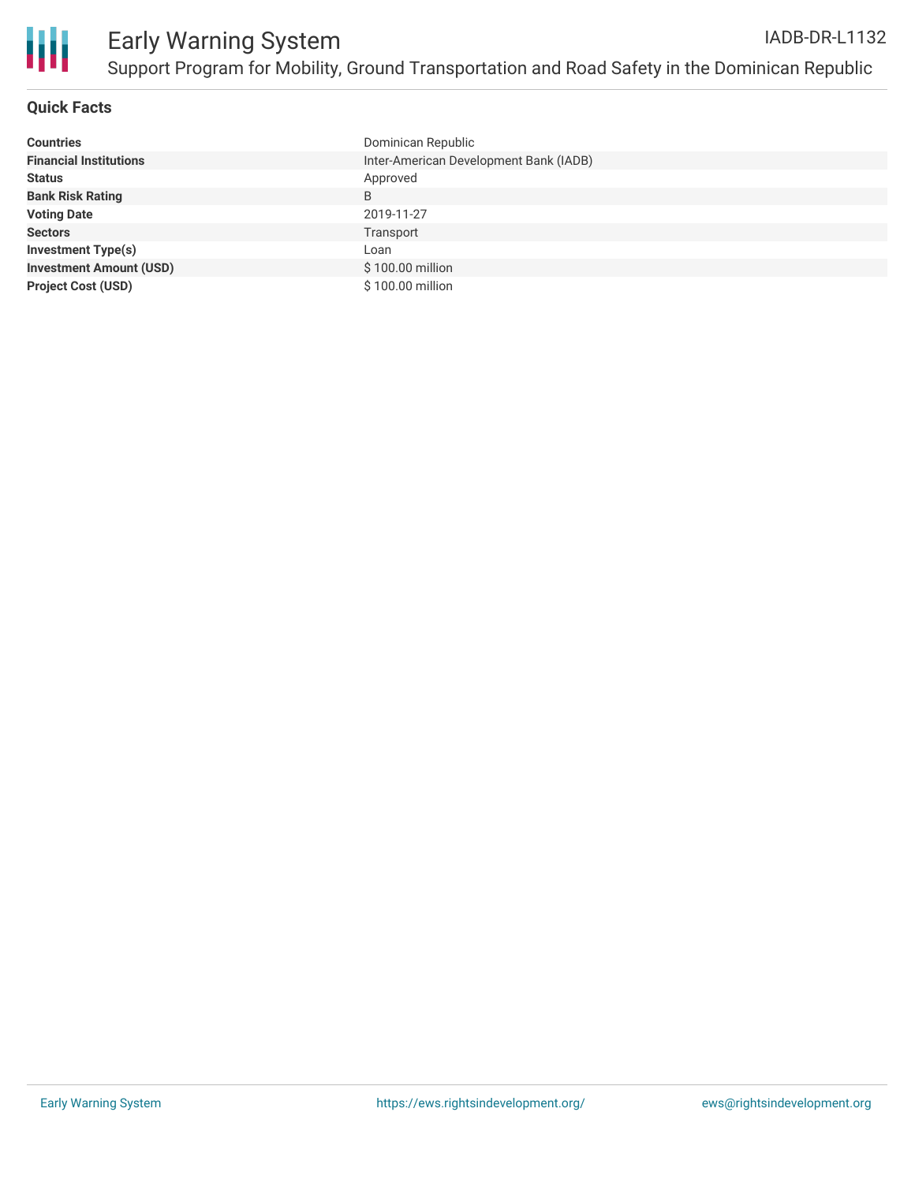# Early Warning System

IADB-DR-L1132

Support Program for Mobility, Ground Transportation and Road Safety in the Dominican Republic

## Quick Facts

| | |
|---|---|
| **Countries** | Dominican Republic |
| **Financial Institutions** | Inter-American Development Bank (IADB) |
| **Status** | Approved |
| **Bank Risk Rating** | B |
| **Voting Date** | 2019-11-27 |
| **Sectors** | Transport |
| **Investment Type(s)** | Loan |
| **Investment Amount (USD)** | $ 100.00 million |
| **Project Cost (USD)** | $ 100.00 million |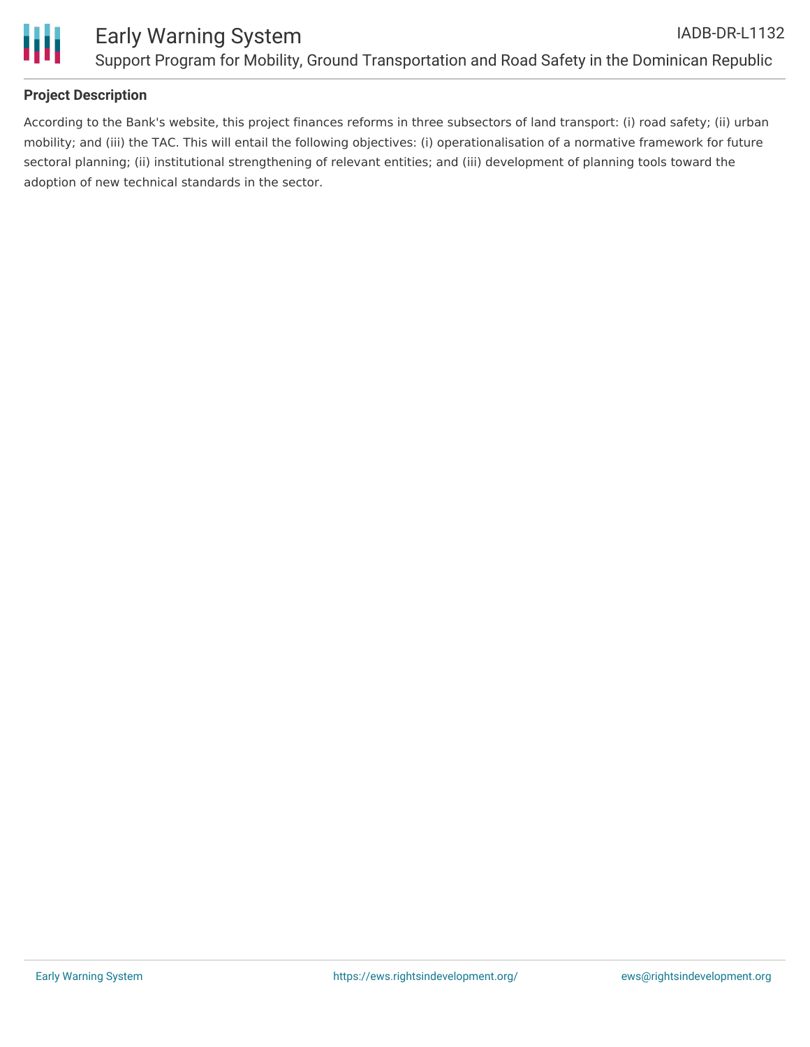**Project Description**

According to the Bank's website, this project finances reforms in three subsectors of land transport: (i) road safety; (ii) urban mobility; and (iii) the TAC. This will entail the following objectives: (i) operationalisation of a normative framework for future sectoral planning; (ii) institutional strengthening of relevant entities; and (iii) development of planning tools toward the adoption of new technical standards in the sector.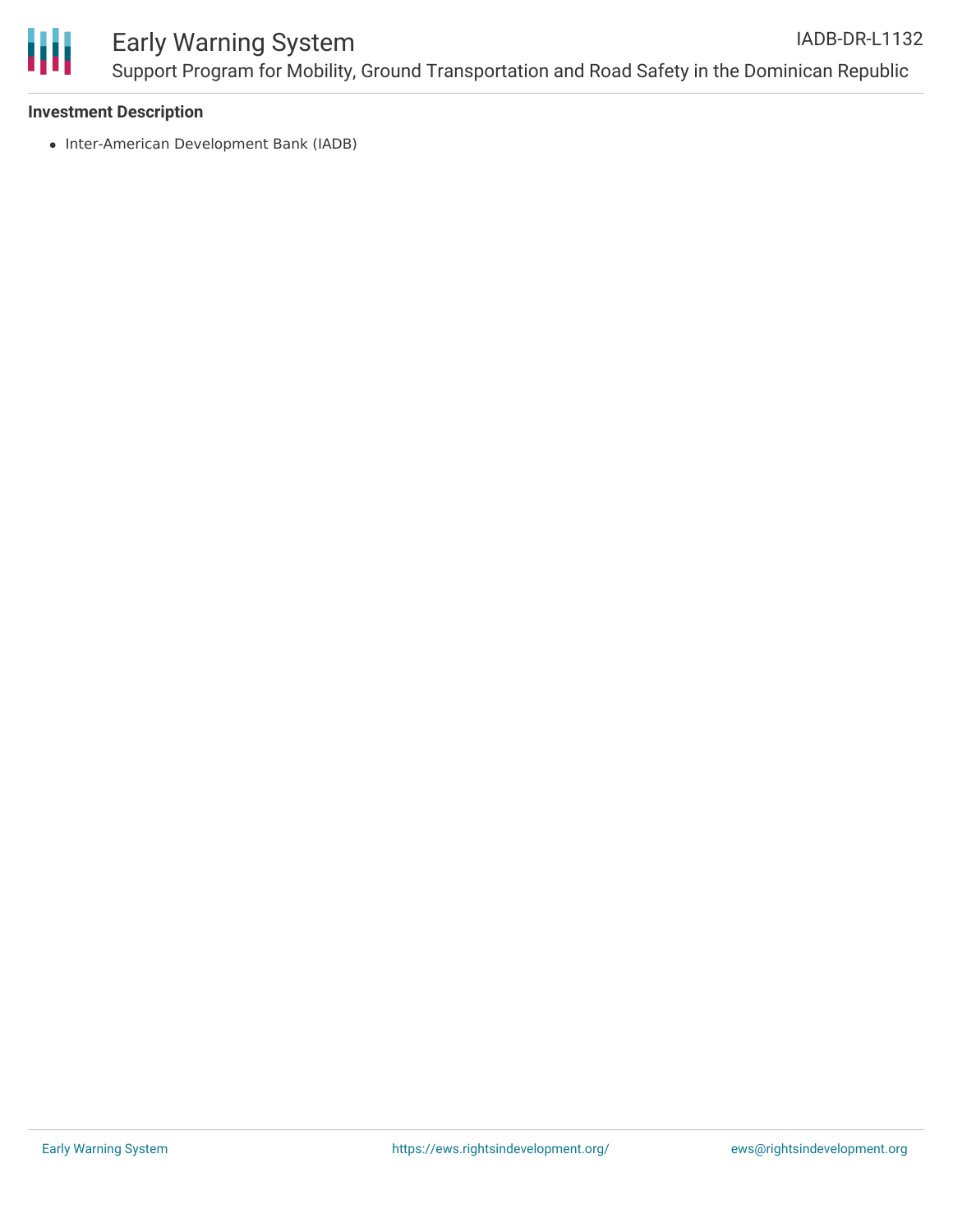**Investment Description**

- Inter-American Development Bank (IADB)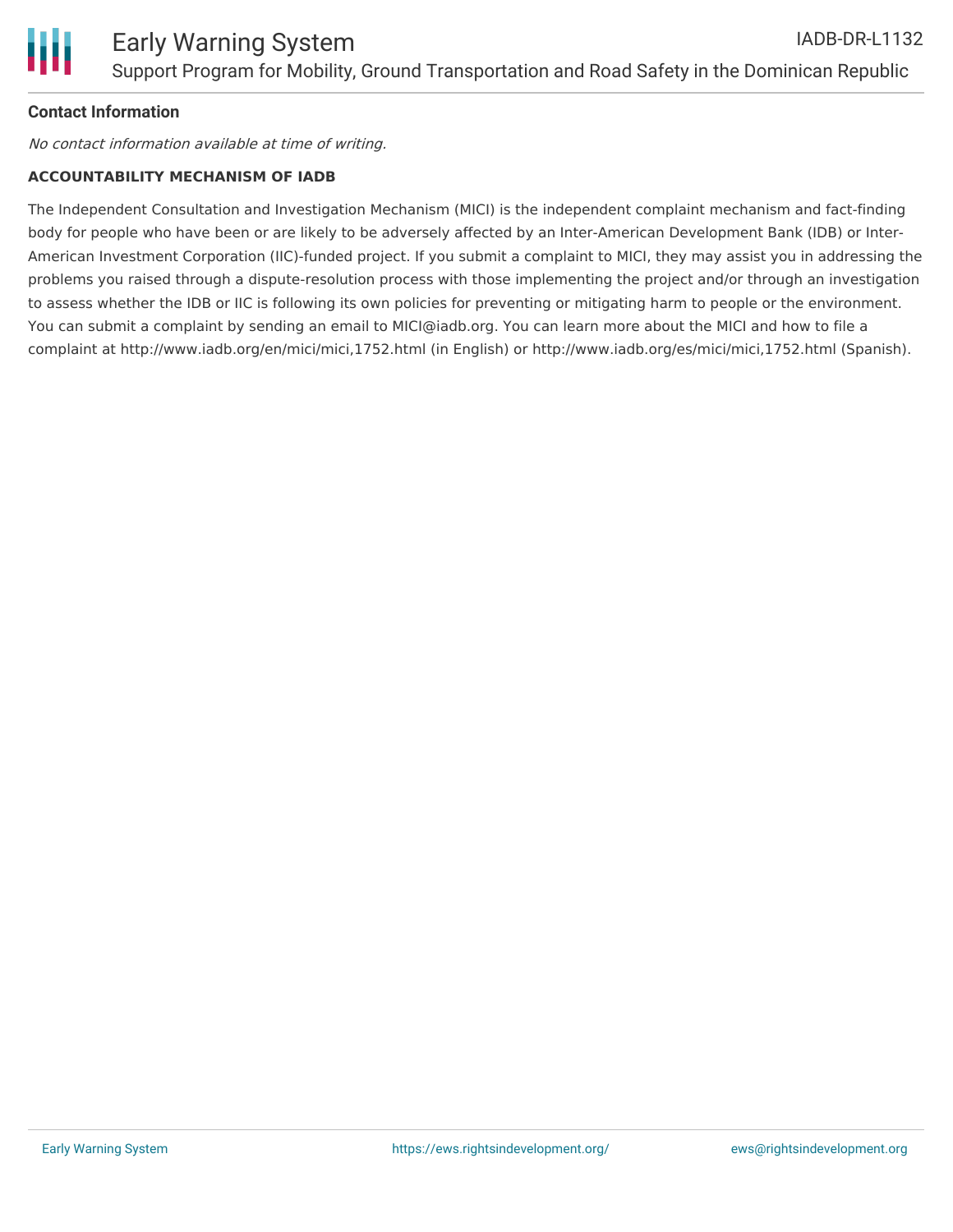**Contact Information**

*No contact information available at time of writing.*

**ACCOUNTABILITY MECHANISM OF IADB**

The Independent Consultation and Investigation Mechanism (MICI) is the independent complaint mechanism and fact-finding body for people who have been or are likely to be adversely affected by an Inter-American Development Bank (IDB) or Inter-American Investment Corporation (IIC)-funded project. If you submit a complaint to MICI, they may assist you in addressing the problems you raised through a dispute-resolution process with those implementing the project and/or through an investigation to assess whether the IDB or IIC is following its own policies for preventing or mitigating harm to people or the environment. You can submit a complaint by sending an email to MICI@iadb.org. You can learn more about the MICI and how to file a complaint at http://www.iadb.org/en/mici/mici,1752.html (in English) or http://www.iadb.org/es/mici/mici,1752.html (Spanish).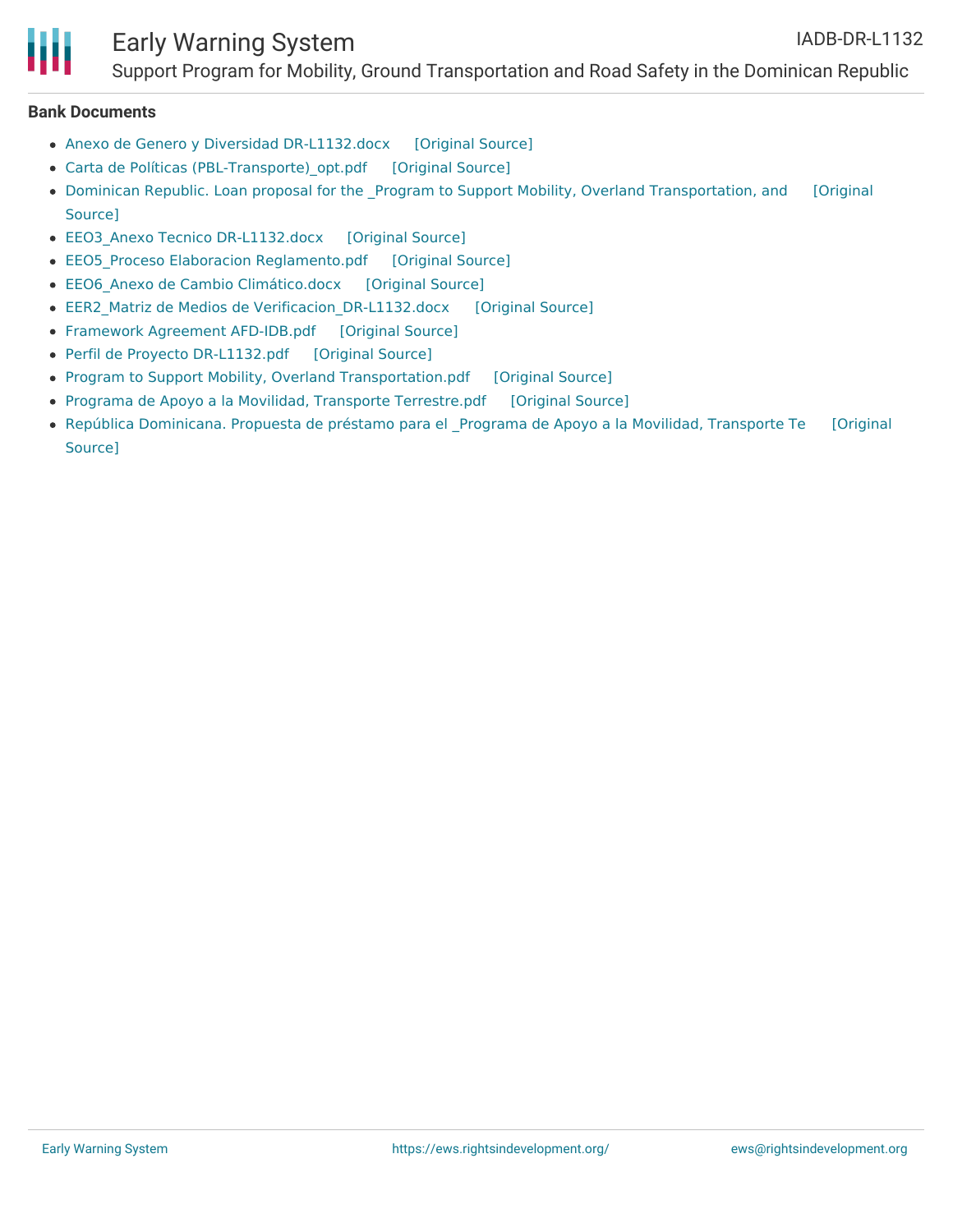**Bank Documents**

- Anexo de Genero y Diversidad DR-L1132.docx [Original Source]
- Carta de Políticas (PBL-Transporte)_opt.pdf [Original Source]
- Dominican Republic. Loan proposal for the _Program to Support Mobility, Overland Transportation, and [Original Source]
- EEO3_Anexo Tecnico DR-L1132.docx [Original Source]
- EEO5_Proceso Elaboracion Reglamento.pdf [Original Source]
- EEO6_Anexo de Cambio Climático.docx [Original Source]
- EER2_Matriz de Medios de Verificacion_DR-L1132.docx [Original Source]
- Framework Agreement AFD-IDB.pdf [Original Source]
- Perfil de Proyecto DR-L1132.pdf [Original Source]
- Program to Support Mobility, Overland Transportation.pdf [Original Source]
- Programa de Apoyo a la Movilidad, Transporte Terrestre.pdf [Original Source]
- República Dominicana. Propuesta de préstamo para el _Programa de Apoyo a la Movilidad, Transporte Te [Original Source]